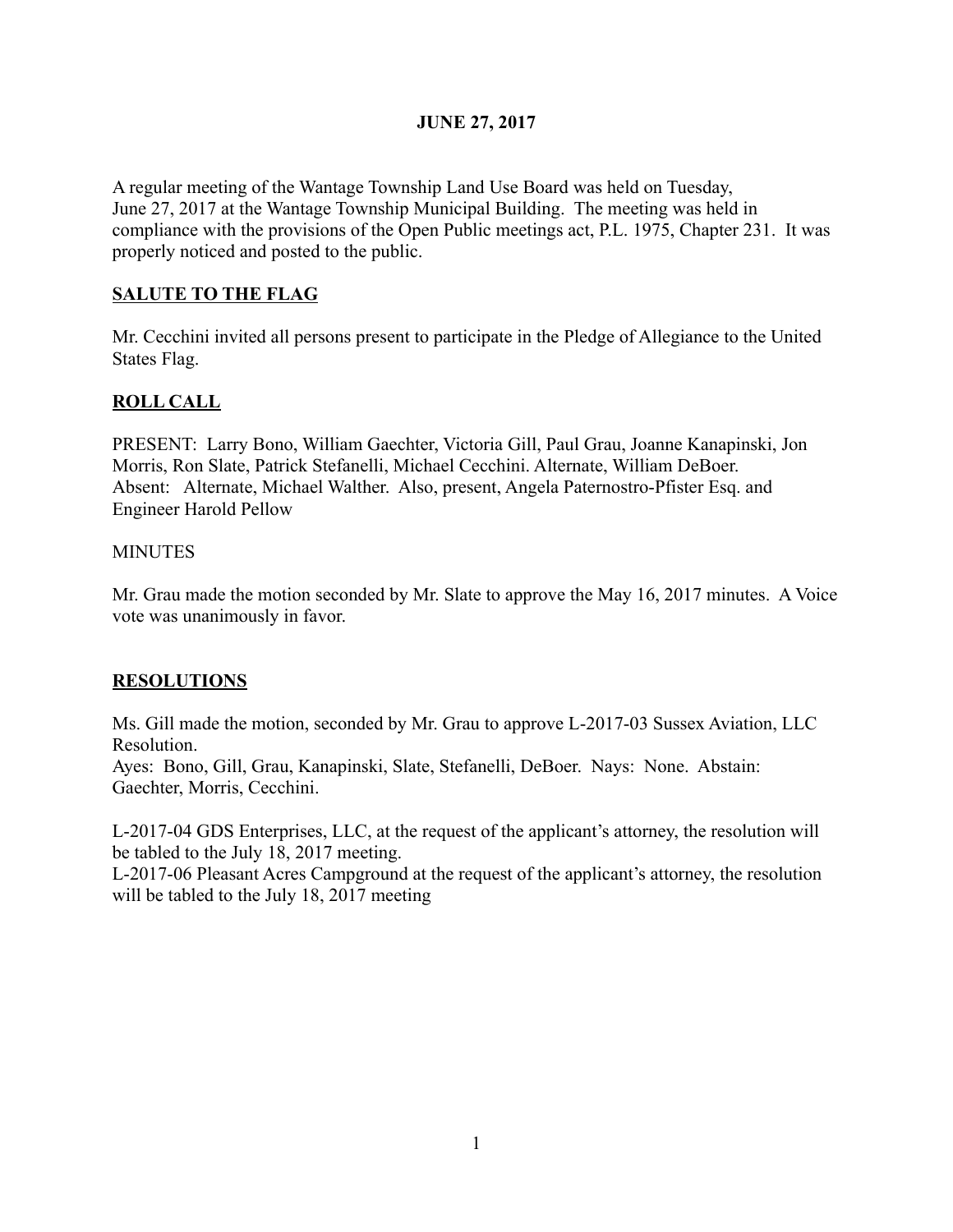**JUNE 27, 2017**

A regular meeting of the Wantage Township Land Use Board was held on Tuesday, June 27, 2017 at the Wantage Township Municipal Building. The meeting was held in compliance with the provisions of the Open Public meetings act, P.L. 1975, Chapter 231. It was properly noticed and posted to the public.

## SALUTE TO THE FLAG

Mr. Cecchini invited all persons present to participate in the Pledge of Allegiance to the United States Flag.

## ROLL CALL

PRESENT: Larry Bono, William Gaechter, Victoria Gill, Paul Grau, Joanne Kanapinski, Jon Morris, Ron Slate, Patrick Stefanelli, Michael Cecchini. Alternate, William DeBoer.
Absent: Alternate, Michael Walther. Also, present, Angela Paternostro-Pfister Esq. and Engineer Harold Pellow

MINUTES

Mr. Grau made the motion seconded by Mr. Slate to approve the May 16, 2017 minutes. A Voice vote was unanimously in favor.

## RESOLUTIONS

Ms. Gill made the motion, seconded by Mr. Grau to approve L-2017-03 Sussex Aviation, LLC Resolution.
Ayes: Bono, Gill, Grau, Kanapinski, Slate, Stefanelli, DeBoer. Nays: None. Abstain: Gaechter, Morris, Cecchini.

L-2017-04 GDS Enterprises, LLC, at the request of the applicant's attorney, the resolution will be tabled to the July 18, 2017 meeting.
L-2017-06 Pleasant Acres Campground at the request of the applicant's attorney, the resolution will be tabled to the July 18, 2017 meeting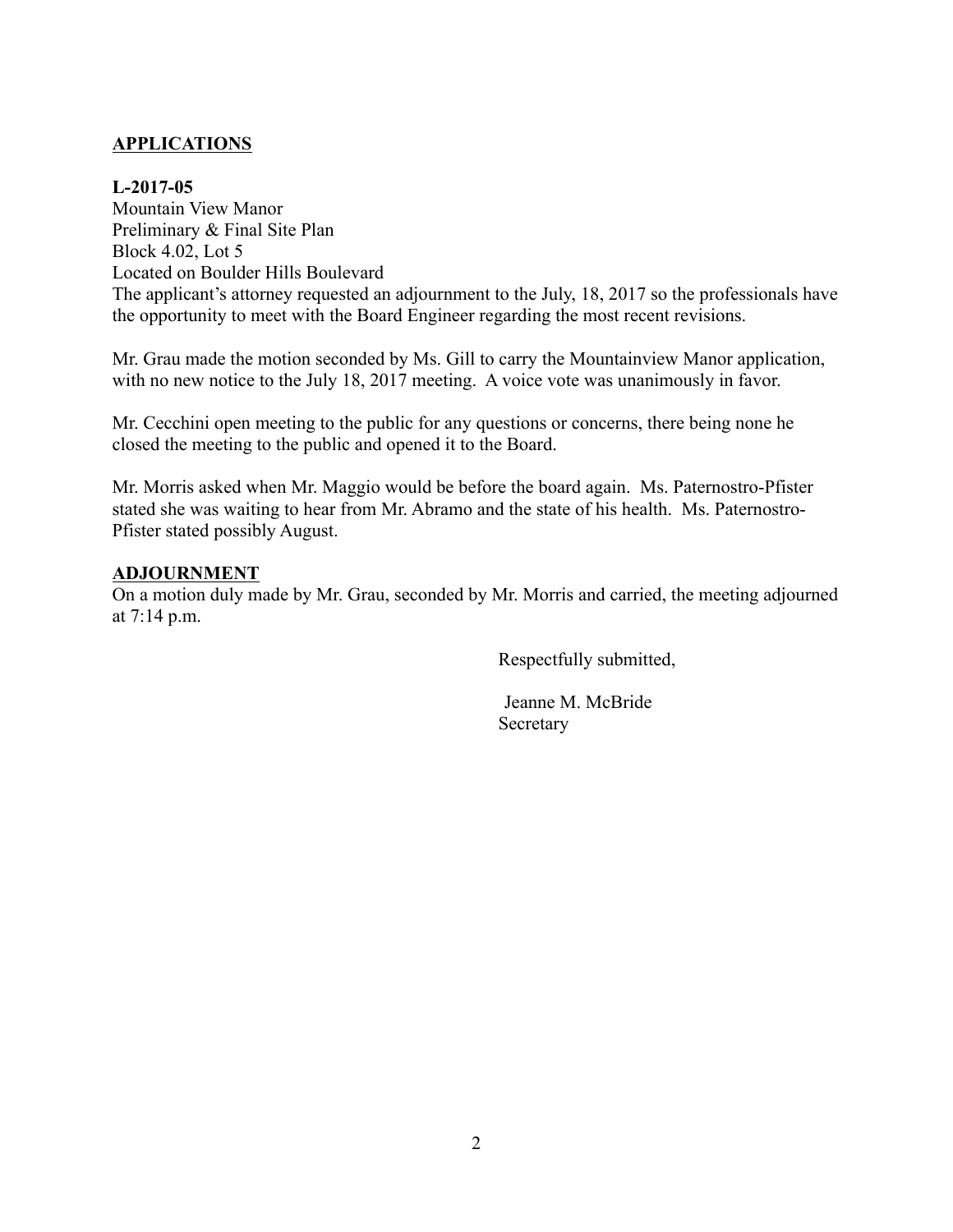## APPLICATIONS

**L-2017-05**
Mountain View Manor
Preliminary & Final Site Plan
Block 4.02, Lot 5
Located on Boulder Hills Boulevard
The applicant's attorney requested an adjournment to the July, 18, 2017 so the professionals have the opportunity to meet with the Board Engineer regarding the most recent revisions.

Mr. Grau made the motion seconded by Ms. Gill to carry the Mountainview Manor application, with no new notice to the July 18, 2017 meeting. A voice vote was unanimously in favor.

Mr. Cecchini open meeting to the public for any questions or concerns, there being none he closed the meeting to the public and opened it to the Board.

Mr. Morris asked when Mr. Maggio would be before the board again. Ms. Paternostro-Pfister stated she was waiting to hear from Mr. Abramo and the state of his health. Ms. Paternostro-Pfister stated possibly August.

## ADJOURNMENT

On a motion duly made by Mr. Grau, seconded by Mr. Morris and carried, the meeting adjourned at 7:14 p.m.

Respectfully submitted,

Jeanne M. McBride
Secretary